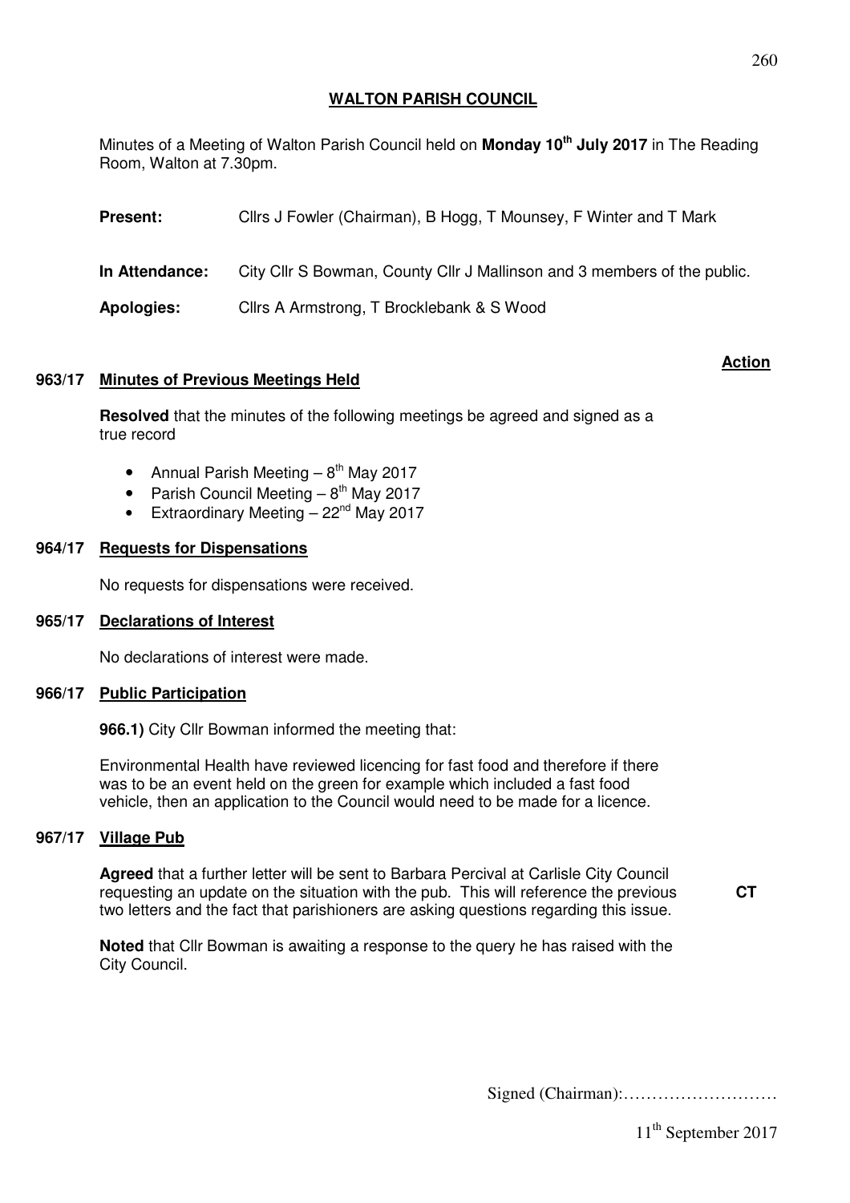# WALTON PARISH COUNCIL

Minutes of a Meeting of Walton Parish Council held on **Monday 10th July 2017** in The Reading Room, Walton at 7.30pm.

**Present:** Cllrs J Fowler (Chairman), B Hogg, T Mounsey, F Winter and T Mark

**In Attendance:** City Cllr S Bowman, County Cllr J Mallinson and 3 members of the public.

**Apologies:** Cllrs A Armstrong, T Brocklebank & S Wood

**Action**

## 963/17 Minutes of Previous Meetings Held

**Resolved** that the minutes of the following meetings be agreed and signed as a true record

- Annual Parish Meeting – 8th May 2017
- Parish Council Meeting – 8th May 2017
- Extraordinary Meeting – 22nd May 2017

## 964/17 Requests for Dispensations

No requests for dispensations were received.

## 965/17 Declarations of Interest

No declarations of interest were made.

## 966/17 Public Participation

**966.1)** City Cllr Bowman informed the meeting that:

Environmental Health have reviewed licencing for fast food and therefore if there was to be an event held on the green for example which included a fast food vehicle, then an application to the Council would need to be made for a licence.

## 967/17 Village Pub

**Agreed** that a further letter will be sent to Barbara Percival at Carlisle City Council requesting an update on the situation with the pub. This will reference the previous two letters and the fact that parishioners are asking questions regarding this issue. **CT**

**Noted** that Cllr Bowman is awaiting a response to the query he has raised with the City Council.

Signed (Chairman):………………………

11th September 2017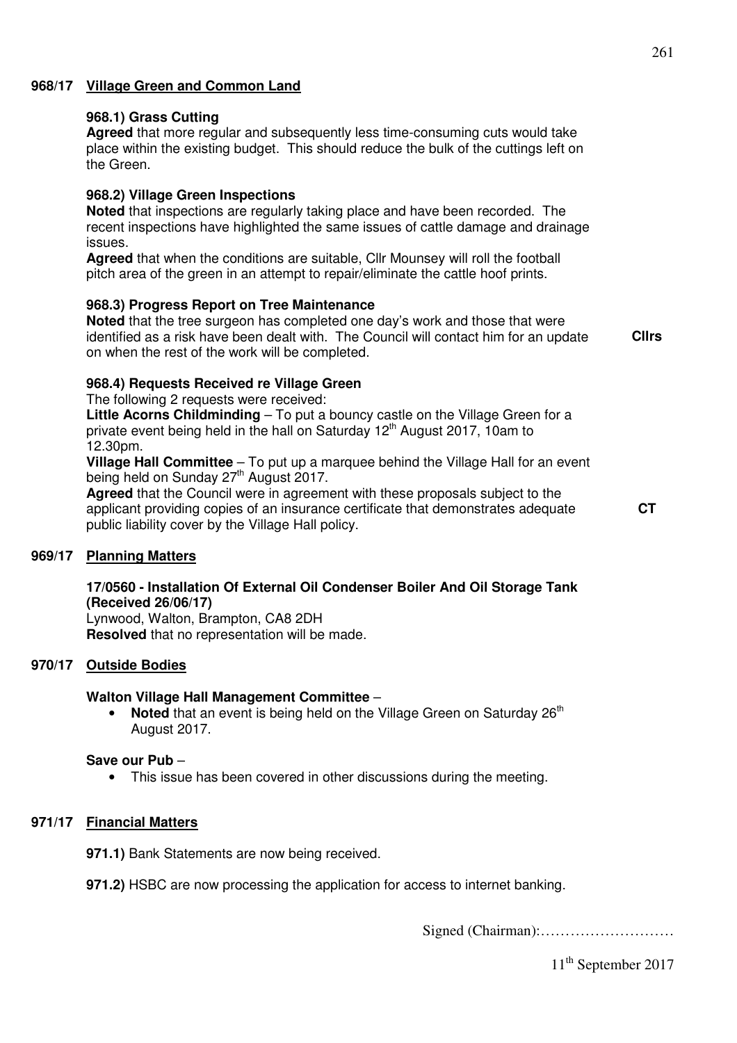## 968/17 Village Green and Common Land

### 968.1) Grass Cutting

**Agreed** that more regular and subsequently less time-consuming cuts would take place within the existing budget. This should reduce the bulk of the cuttings left on the Green.

### 968.2) Village Green Inspections

**Noted** that inspections are regularly taking place and have been recorded. The recent inspections have highlighted the same issues of cattle damage and drainage issues.

**Agreed** that when the conditions are suitable, Cllr Mounsey will roll the football pitch area of the green in an attempt to repair/eliminate the cattle hoof prints.

### 968.3) Progress Report on Tree Maintenance

**Noted** that the tree surgeon has completed one day's work and those that were identified as a risk have been dealt with. The Council will contact him for an update on when the rest of the work will be completed. **Cllrs**

### 968.4) Requests Received re Village Green

The following 2 requests were received:

**Little Acorns Childminding** – To put a bouncy castle on the Village Green for a private event being held in the hall on Saturday 12th August 2017, 10am to 12.30pm.

**Village Hall Committee** – To put up a marquee behind the Village Hall for an event being held on Sunday 27th August 2017.

**Agreed** that the Council were in agreement with these proposals subject to the applicant providing copies of an insurance certificate that demonstrates adequate public liability cover by the Village Hall policy. **CT**

## 969/17 Planning Matters

**17/0560 - Installation Of External Oil Condenser Boiler And Oil Storage Tank (Received 26/06/17)**

Lynwood, Walton, Brampton, CA8 2DH

**Resolved** that no representation will be made.

## 970/17 Outside Bodies

**Walton Village Hall Management Committee** –

- **Noted** that an event is being held on the Village Green on Saturday 26th August 2017.

**Save our Pub** –

- This issue has been covered in other discussions during the meeting.

## 971/17 Financial Matters

**971.1)** Bank Statements are now being received.

**971.2)** HSBC are now processing the application for access to internet banking.

Signed (Chairman):………………………

11th September 2017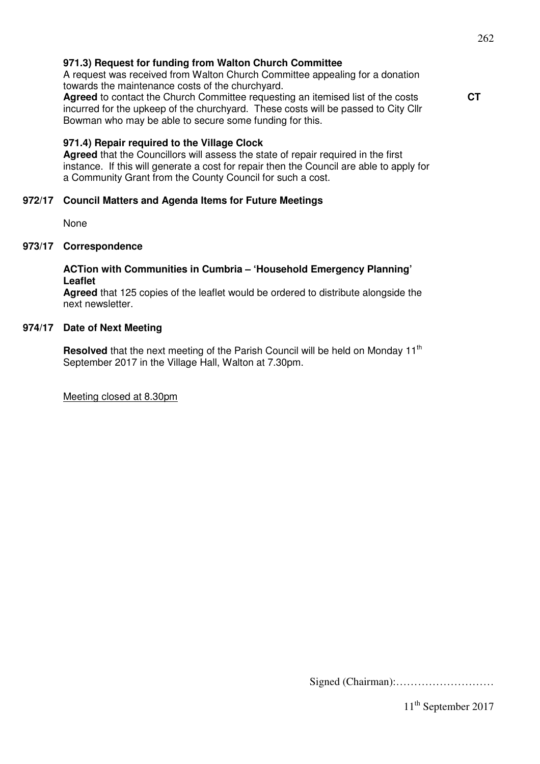#### 971.3) Request for funding from Walton Church Committee

A request was received from Walton Church Committee appealing for a donation towards the maintenance costs of the churchyard.

**Agreed** to contact the Church Committee requesting an itemised list of the costs incurred for the upkeep of the churchyard. These costs will be passed to City Cllr Bowman who may be able to secure some funding for this. **CT**

#### 971.4) Repair required to the Village Clock

**Agreed** that the Councillors will assess the state of repair required in the first instance. If this will generate a cost for repair then the Council are able to apply for a Community Grant from the County Council for such a cost.

### 972/17 Council Matters and Agenda Items for Future Meetings

None

### 973/17 Correspondence

**ACTion with Communities in Cumbria – 'Household Emergency Planning' Leaflet**

**Agreed** that 125 copies of the leaflet would be ordered to distribute alongside the next newsletter.

### 974/17 Date of Next Meeting

**Resolved** that the next meeting of the Parish Council will be held on Monday 11th September 2017 in the Village Hall, Walton at 7.30pm.

Meeting closed at 8.30pm

Signed (Chairman):………………………

11th September 2017